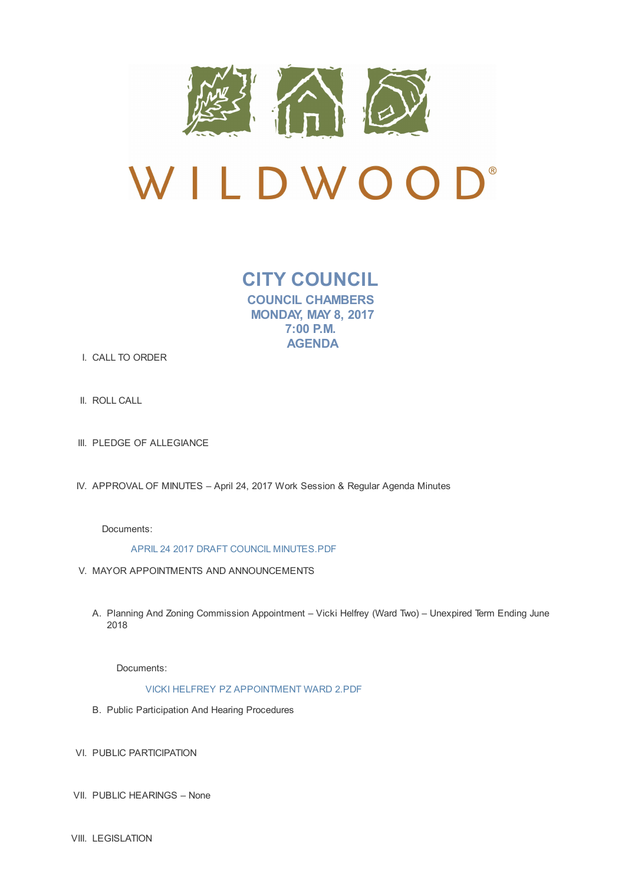# WILDWOOD®

## CITY COUNCIL

### COUNCIL CHAMBERS
### MONDAY, MAY 8, 2017
### 7:00 P.M.
### AGENDA

I. CALL TO ORDER

II. ROLL CALL

III. PLEDGE OF ALLEGIANCE

IV. APPROVAL OF MINUTES – April 24, 2017 Work Session & Regular Agenda Minutes

Documents:

APRIL 24 2017 DRAFT COUNCIL MINUTES.PDF

V. MAYOR APPOINTMENTS AND ANNOUNCEMENTS

A. Planning And Zoning Commission Appointment – Vicki Helfrey (Ward Two) – Unexpired Term Ending June 2018

Documents:

VICKI HELFREY PZ APPOINTMENT WARD 2.PDF

B. Public Participation And Hearing Procedures

VI. PUBLIC PARTICIPATION

VII. PUBLIC HEARINGS – None

VIII. LEGISLATION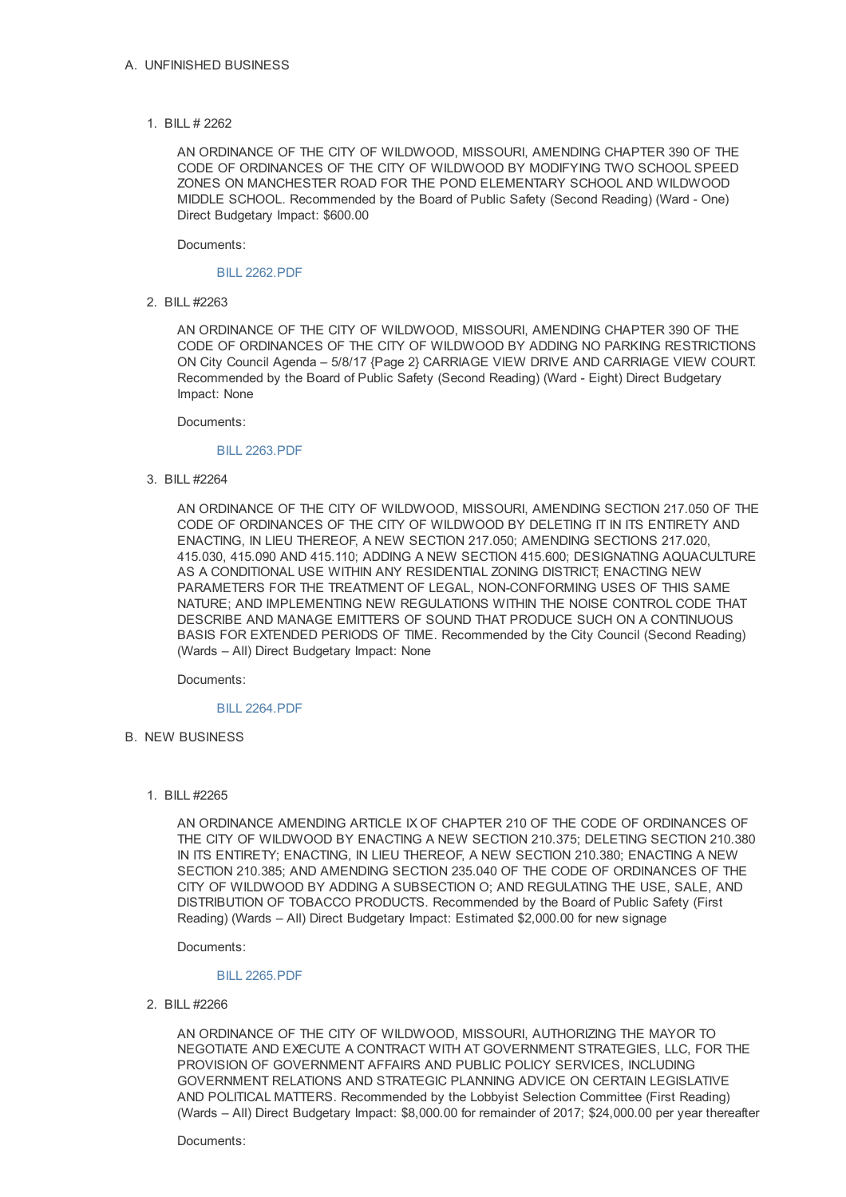A. UNFINISHED BUSINESS

1. BILL # 2262

   AN ORDINANCE OF THE CITY OF WILDWOOD, MISSOURI, AMENDING CHAPTER 390 OF THE CODE OF ORDINANCES OF THE CITY OF WILDWOOD BY MODIFYING TWO SCHOOL SPEED ZONES ON MANCHESTER ROAD FOR THE POND ELEMENTARY SCHOOL AND WILDWOOD MIDDLE SCHOOL. Recommended by the Board of Public Safety (Second Reading) (Ward - One) Direct Budgetary Impact: $600.00

   Documents:

   BILL 2262.PDF

2. BILL #2263

   AN ORDINANCE OF THE CITY OF WILDWOOD, MISSOURI, AMENDING CHAPTER 390 OF THE CODE OF ORDINANCES OF THE CITY OF WILDWOOD BY ADDING NO PARKING RESTRICTIONS ON City Council Agenda – 5/8/17 {Page 2} CARRIAGE VIEW DRIVE AND CARRIAGE VIEW COURT. Recommended by the Board of Public Safety (Second Reading) (Ward - Eight) Direct Budgetary Impact: None

   Documents:

   BILL 2263.PDF

3. BILL #2264

   AN ORDINANCE OF THE CITY OF WILDWOOD, MISSOURI, AMENDING SECTION 217.050 OF THE CODE OF ORDINANCES OF THE CITY OF WILDWOOD BY DELETING IT IN ITS ENTIRETY AND ENACTING, IN LIEU THEREOF, A NEW SECTION 217.050; AMENDING SECTIONS 217.020, 415.030, 415.090 AND 415.110; ADDING A NEW SECTION 415.600; DESIGNATING AQUACULTURE AS A CONDITIONAL USE WITHIN ANY RESIDENTIAL ZONING DISTRICT; ENACTING NEW PARAMETERS FOR THE TREATMENT OF LEGAL, NON-CONFORMING USES OF THIS SAME NATURE; AND IMPLEMENTING NEW REGULATIONS WITHIN THE NOISE CONTROL CODE THAT DESCRIBE AND MANAGE EMITTERS OF SOUND THAT PRODUCE SUCH ON A CONTINUOUS BASIS FOR EXTENDED PERIODS OF TIME. Recommended by the City Council (Second Reading) (Wards – All) Direct Budgetary Impact: None

   Documents:

   BILL 2264.PDF

B. NEW BUSINESS

1. BILL #2265

   AN ORDINANCE AMENDING ARTICLE IX OF CHAPTER 210 OF THE CODE OF ORDINANCES OF THE CITY OF WILDWOOD BY ENACTING A NEW SECTION 210.375; DELETING SECTION 210.380 IN ITS ENTIRETY; ENACTING, IN LIEU THEREOF, A NEW SECTION 210.380; ENACTING A NEW SECTION 210.385; AND AMENDING SECTION 235.040 OF THE CODE OF ORDINANCES OF THE CITY OF WILDWOOD BY ADDING A SUBSECTION O; AND REGULATING THE USE, SALE, AND DISTRIBUTION OF TOBACCO PRODUCTS. Recommended by the Board of Public Safety (First Reading) (Wards – All) Direct Budgetary Impact: Estimated $2,000.00 for new signage

   Documents:

   BILL 2265.PDF

2. BILL #2266

   AN ORDINANCE OF THE CITY OF WILDWOOD, MISSOURI, AUTHORIZING THE MAYOR TO NEGOTIATE AND EXECUTE A CONTRACT WITH AT GOVERNMENT STRATEGIES, LLC, FOR THE PROVISION OF GOVERNMENT AFFAIRS AND PUBLIC POLICY SERVICES, INCLUDING GOVERNMENT RELATIONS AND STRATEGIC PLANNING ADVICE ON CERTAIN LEGISLATIVE AND POLITICAL MATTERS. Recommended by the Lobbyist Selection Committee (First Reading) (Wards – All) Direct Budgetary Impact: $8,000.00 for remainder of 2017; $24,000.00 per year thereafter

   Documents: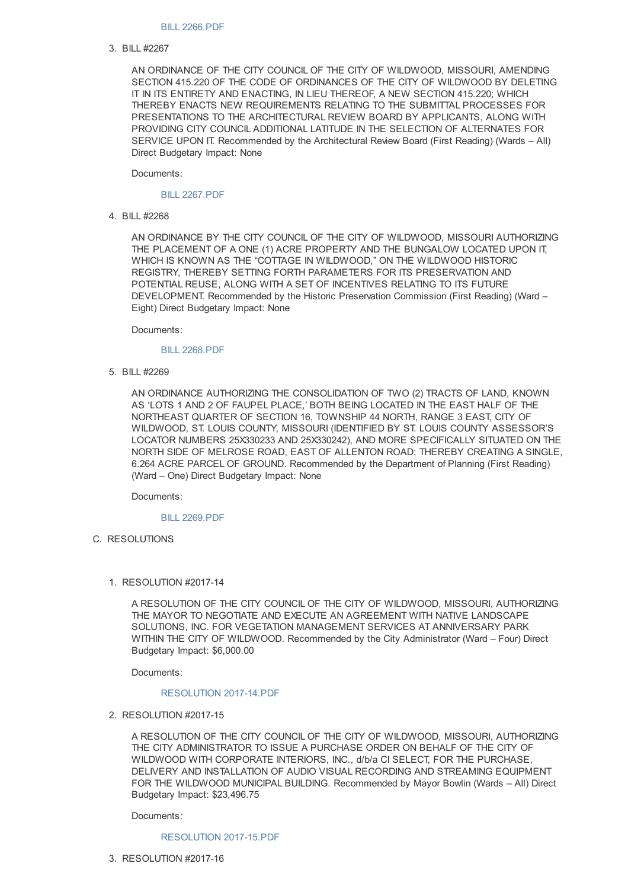BILL 2266.PDF

3. BILL #2267

   AN ORDINANCE OF THE CITY COUNCIL OF THE CITY OF WILDWOOD, MISSOURI, AMENDING SECTION 415.220 OF THE CODE OF ORDINANCES OF THE CITY OF WILDWOOD BY DELETING IT IN ITS ENTIRETY AND ENACTING, IN LIEU THEREOF, A NEW SECTION 415.220; WHICH THEREBY ENACTS NEW REQUIREMENTS RELATING TO THE SUBMITTAL PROCESSES FOR PRESENTATIONS TO THE ARCHITECTURAL REVIEW BOARD BY APPLICANTS, ALONG WITH PROVIDING CITY COUNCIL ADDITIONAL LATITUDE IN THE SELECTION OF ALTERNATES FOR SERVICE UPON IT. Recommended by the Architectural Review Board (First Reading) (Wards – All) Direct Budgetary Impact: None

   Documents:

   BILL 2267.PDF

4. BILL #2268

   AN ORDINANCE BY THE CITY COUNCIL OF THE CITY OF WILDWOOD, MISSOURI AUTHORIZING THE PLACEMENT OF A ONE (1) ACRE PROPERTY AND THE BUNGALOW LOCATED UPON IT, WHICH IS KNOWN AS THE "COTTAGE IN WILDWOOD," ON THE WILDWOOD HISTORIC REGISTRY, THEREBY SETTING FORTH PARAMETERS FOR ITS PRESERVATION AND POTENTIAL REUSE, ALONG WITH A SET OF INCENTIVES RELATING TO ITS FUTURE DEVELOPMENT. Recommended by the Historic Preservation Commission (First Reading) (Ward – Eight) Direct Budgetary Impact: None

   Documents:

   BILL 2268.PDF

5. BILL #2269

   AN ORDINANCE AUTHORIZING THE CONSOLIDATION OF TWO (2) TRACTS OF LAND, KNOWN AS 'LOTS 1 AND 2 OF FAUPEL PLACE,' BOTH BEING LOCATED IN THE EAST HALF OF THE NORTHEAST QUARTER OF SECTION 16, TOWNSHIP 44 NORTH, RANGE 3 EAST, CITY OF WILDWOOD, ST. LOUIS COUNTY, MISSOURI (IDENTIFIED BY ST. LOUIS COUNTY ASSESSOR'S LOCATOR NUMBERS 25X330233 AND 25X330242), AND MORE SPECIFICALLY SITUATED ON THE NORTH SIDE OF MELROSE ROAD, EAST OF ALLENTON ROAD; THEREBY CREATING A SINGLE, 6.264 ACRE PARCEL OF GROUND. Recommended by the Department of Planning (First Reading) (Ward – One) Direct Budgetary Impact: None

   Documents:

   BILL 2269.PDF

C. RESOLUTIONS

1. RESOLUTION #2017-14

   A RESOLUTION OF THE CITY COUNCIL OF THE CITY OF WILDWOOD, MISSOURI, AUTHORIZING THE MAYOR TO NEGOTIATE AND EXECUTE AN AGREEMENT WITH NATIVE LANDSCAPE SOLUTIONS, INC. FOR VEGETATION MANAGEMENT SERVICES AT ANNIVERSARY PARK WITHIN THE CITY OF WILDWOOD. Recommended by the City Administrator (Ward – Four) Direct Budgetary Impact: $6,000.00

   Documents:

   RESOLUTION 2017-14.PDF

2. RESOLUTION #2017-15

   A RESOLUTION OF THE CITY COUNCIL OF THE CITY OF WILDWOOD, MISSOURI, AUTHORIZING THE CITY ADMINISTRATOR TO ISSUE A PURCHASE ORDER ON BEHALF OF THE CITY OF WILDWOOD WITH CORPORATE INTERIORS, INC., d/b/a CI SELECT, FOR THE PURCHASE, DELIVERY AND INSTALLATION OF AUDIO VISUAL RECORDING AND STREAMING EQUIPMENT FOR THE WILDWOOD MUNICIPAL BUILDING. Recommended by Mayor Bowlin (Wards – All) Direct Budgetary Impact: $23,496.75

   Documents:

   RESOLUTION 2017-15.PDF

3. RESOLUTION #2017-16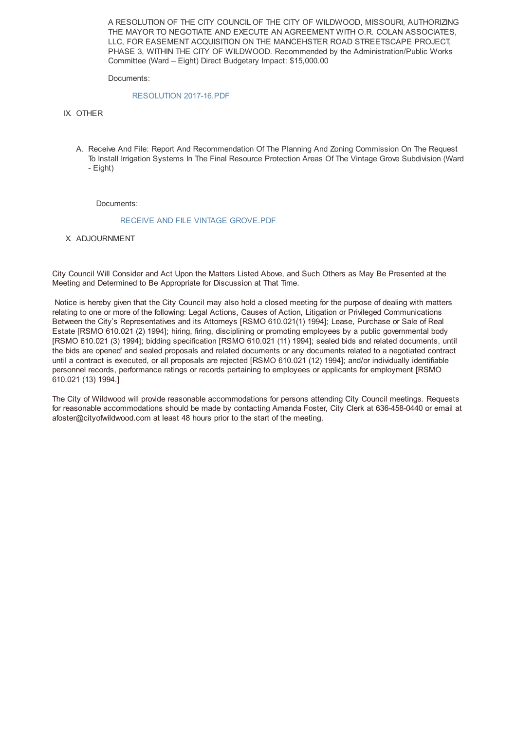A RESOLUTION OF THE CITY COUNCIL OF THE CITY OF WILDWOOD, MISSOURI, AUTHORIZING THE MAYOR TO NEGOTIATE AND EXECUTE AN AGREEMENT WITH O.R. COLAN ASSOCIATES, LLC, FOR EASEMENT ACQUISITION ON THE MANCEHSTER ROAD STREETSCAPE PROJECT, PHASE 3, WITHIN THE CITY OF WILDWOOD. Recommended by the Administration/Public Works Committee (Ward – Eight) Direct Budgetary Impact: $15,000.00

Documents:

RESOLUTION 2017-16.PDF

IX. OTHER

A. Receive And File: Report And Recommendation Of The Planning And Zoning Commission On The Request To Install Irrigation Systems In The Final Resource Protection Areas Of The Vintage Grove Subdivision (Ward - Eight)

Documents:

RECEIVE AND FILE VINTAGE GROVE.PDF

X. ADJOURNMENT

City Council Will Consider and Act Upon the Matters Listed Above, and Such Others as May Be Presented at the Meeting and Determined to Be Appropriate for Discussion at That Time.

Notice is hereby given that the City Council may also hold a closed meeting for the purpose of dealing with matters relating to one or more of the following: Legal Actions, Causes of Action, Litigation or Privileged Communications Between the City's Representatives and its Attorneys [RSMO 610.021(1) 1994]; Lease, Purchase or Sale of Real Estate [RSMO 610.021 (2) 1994]; hiring, firing, disciplining or promoting employees by a public governmental body [RSMO 610.021 (3) 1994]; bidding specification [RSMO 610.021 (11) 1994]; sealed bids and related documents, until the bids are opened' and sealed proposals and related documents or any documents related to a negotiated contract until a contract is executed, or all proposals are rejected [RSMO 610.021 (12) 1994]; and/or individually identifiable personnel records, performance ratings or records pertaining to employees or applicants for employment [RSMO 610.021 (13) 1994.]

The City of Wildwood will provide reasonable accommodations for persons attending City Council meetings. Requests for reasonable accommodations should be made by contacting Amanda Foster, City Clerk at 636-458-0440 or email at afoster@cityofwildwood.com at least 48 hours prior to the start of the meeting.